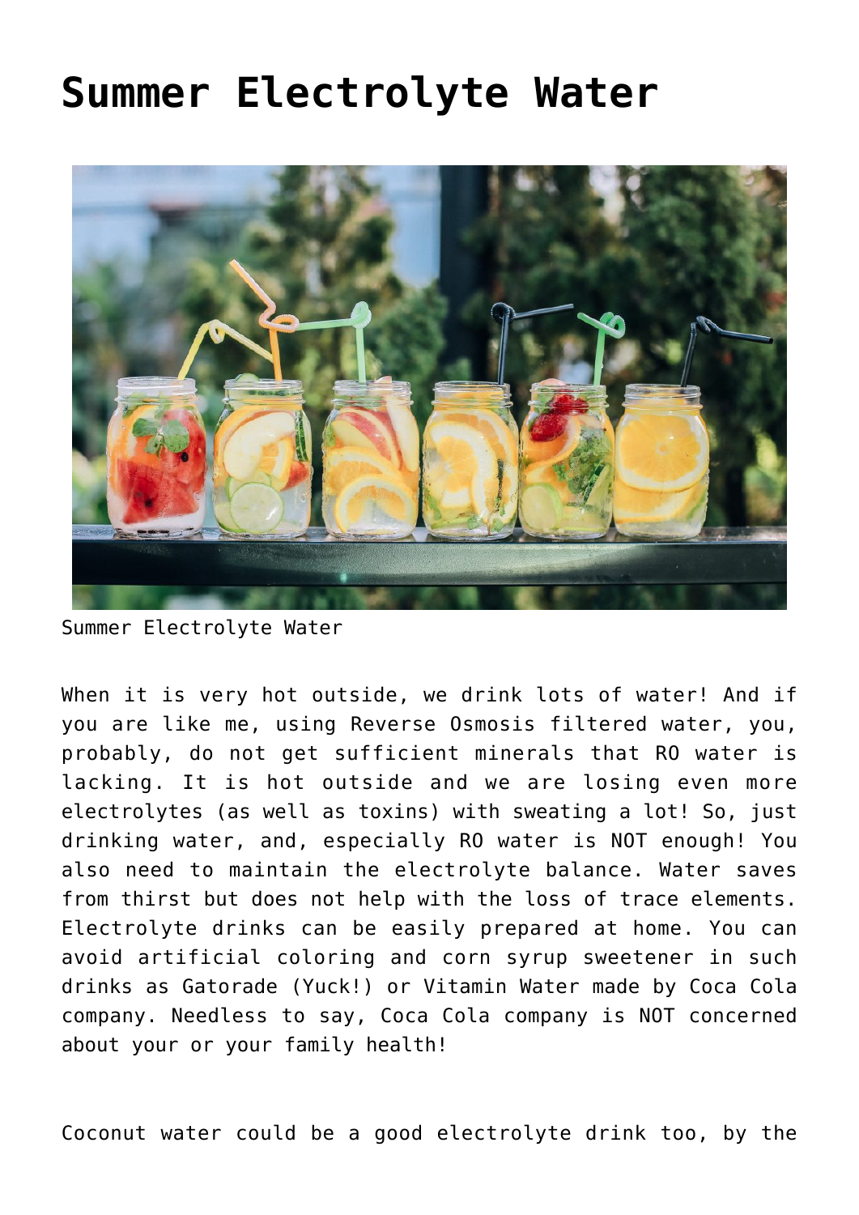# Summer Electrolyte Water

Summer Electrolyte Water

When it is very hot outside, we drink lots of water! And if you are like me, using Reverse Osmosis filtered water, you, probably, do not get sufficient minerals that RO water is lacking. It is hot outside and we are losing even more electrolytes (as well as toxins) with sweating a lot! So, just drinking water, and, especially RO water is NOT enough! You also need to maintain the electrolyte balance. Water saves from thirst but does not help with the loss of trace elements. Electrolyte drinks can be easily prepared at home. You can avoid artificial coloring and corn syrup sweetener in such drinks as Gatorade (Yuck!) or Vitamin Water made by Coca Cola company. Needless to say, Coca Cola company is NOT concerned about your or your family health!

Coconut water could be a good electrolyte drink too, by the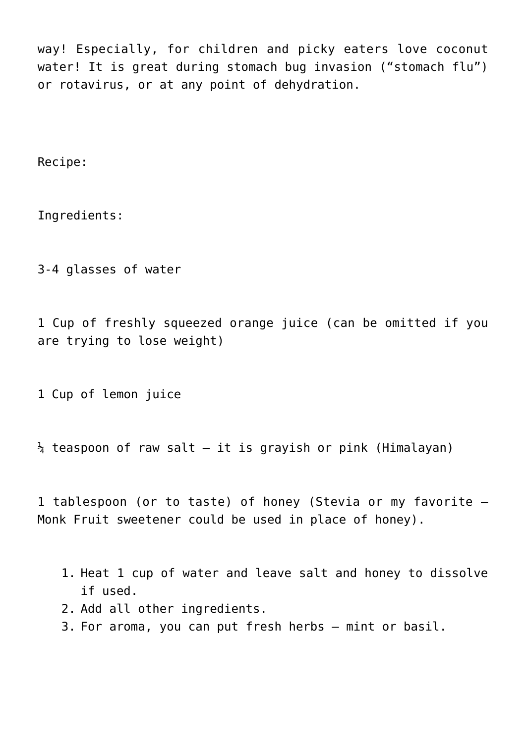way! Especially, for children and picky eaters love coconut water! It is great during stomach bug invasion ("stomach flu") or rotavirus, or at any point of dehydration.

Recipe:

Ingredients:

3-4 glasses of water

1 Cup of freshly squeezed orange juice (can be omitted if you are trying to lose weight)

1 Cup of lemon juice

¼ teaspoon of raw salt – it is grayish or pink (Himalayan)

1 tablespoon (or to taste) of honey (Stevia or my favorite – Monk Fruit sweetener could be used in place of honey).

1. Heat 1 cup of water and leave salt and honey to dissolve if used.
2. Add all other ingredients.
3. For aroma, you can put fresh herbs – mint or basil.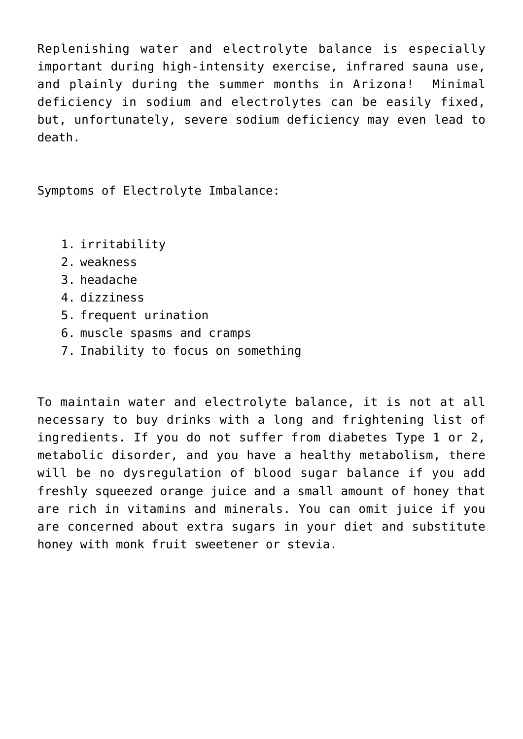Replenishing water and electrolyte balance is especially important during high-intensity exercise, infrared sauna use, and plainly during the summer months in Arizona!  Minimal deficiency in sodium and electrolytes can be easily fixed, but, unfortunately, severe sodium deficiency may even lead to death.

Symptoms of Electrolyte Imbalance:

1. irritability
2. weakness
3. headache
4. dizziness
5. frequent urination
6. muscle spasms and cramps
7. Inability to focus on something

To maintain water and electrolyte balance, it is not at all necessary to buy drinks with a long and frightening list of ingredients. If you do not suffer from diabetes Type 1 or 2, metabolic disorder, and you have a healthy metabolism, there will be no dysregulation of blood sugar balance if you add freshly squeezed orange juice and a small amount of honey that are rich in vitamins and minerals. You can omit juice if you are concerned about extra sugars in your diet and substitute honey with monk fruit sweetener or stevia.